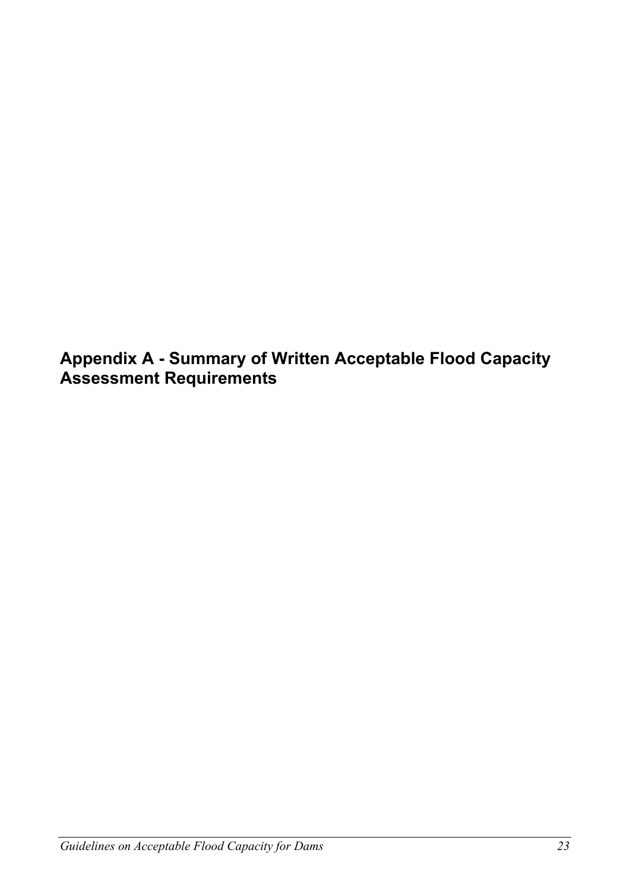# Appendix A - Summary of Written Acceptable Flood Capacity Assessment Requirements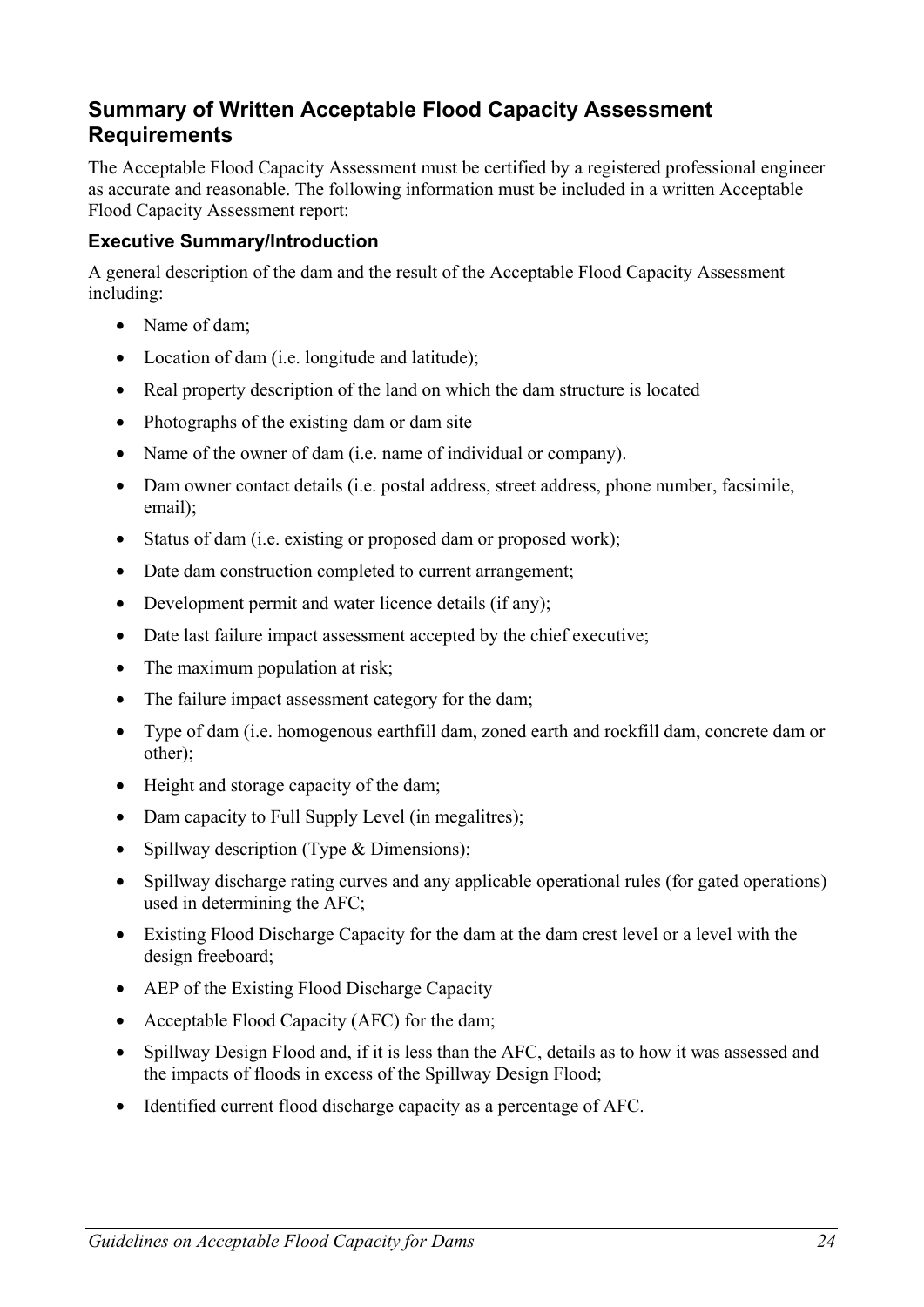## Summary of Written Acceptable Flood Capacity Assessment Requirements

The Acceptable Flood Capacity Assessment must be certified by a registered professional engineer as accurate and reasonable. The following information must be included in a written Acceptable Flood Capacity Assessment report:

### Executive Summary/Introduction

A general description of the dam and the result of the Acceptable Flood Capacity Assessment including:

- Name of dam;
- Location of dam (i.e. longitude and latitude);
- Real property description of the land on which the dam structure is located
- Photographs of the existing dam or dam site
- Name of the owner of dam (i.e. name of individual or company).
- Dam owner contact details (i.e. postal address, street address, phone number, facsimile, email);
- Status of dam (i.e. existing or proposed dam or proposed work);
- Date dam construction completed to current arrangement;
- Development permit and water licence details (if any);
- Date last failure impact assessment accepted by the chief executive;
- The maximum population at risk;
- The failure impact assessment category for the dam;
- Type of dam (i.e. homogenous earthfill dam, zoned earth and rockfill dam, concrete dam or other);
- Height and storage capacity of the dam;
- Dam capacity to Full Supply Level (in megalitres);
- Spillway description (Type & Dimensions);
- Spillway discharge rating curves and any applicable operational rules (for gated operations) used in determining the AFC;
- Existing Flood Discharge Capacity for the dam at the dam crest level or a level with the design freeboard;
- AEP of the Existing Flood Discharge Capacity
- Acceptable Flood Capacity (AFC) for the dam;
- Spillway Design Flood and, if it is less than the AFC, details as to how it was assessed and the impacts of floods in excess of the Spillway Design Flood;
- Identified current flood discharge capacity as a percentage of AFC.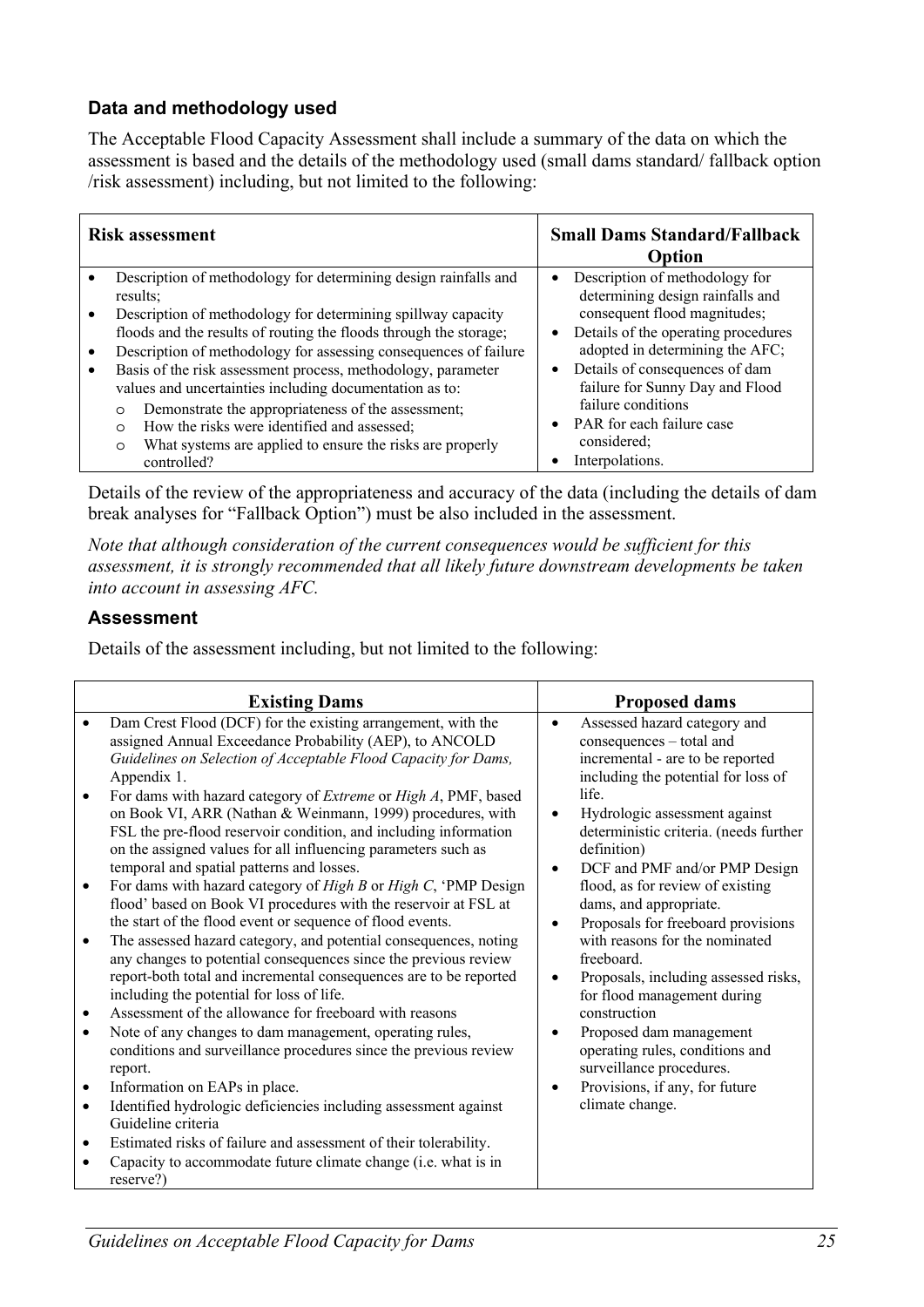### Data and methodology used

The Acceptable Flood Capacity Assessment shall include a summary of the data on which the assessment is based and the details of the methodology used (small dams standard/ fallback option /risk assessment) including, but not limited to the following:

| Risk assessment | Small Dams Standard/Fallback Option |
|---|---|
| • Description of methodology for determining design rainfalls and results;<br>• Description of methodology for determining spillway capacity floods and the results of routing the floods through the storage;<br>• Description of methodology for assessing consequences of failure<br>• Basis of the risk assessment process, methodology, parameter values and uncertainties including documentation as to:<br>  o Demonstrate the appropriateness of the assessment;<br>  o How the risks were identified and assessed;<br>  o What systems are applied to ensure the risks are properly controlled? | • Description of methodology for determining design rainfalls and consequent flood magnitudes;<br>• Details of the operating procedures adopted in determining the AFC;<br>• Details of consequences of dam failure for Sunny Day and Flood failure conditions<br>• PAR for each failure case considered;<br>• Interpolations. |

Details of the review of the appropriateness and accuracy of the data (including the details of dam break analyses for "Fallback Option") must be also included in the assessment.

*Note that although consideration of the current consequences would be sufficient for this assessment, it is strongly recommended that all likely future downstream developments be taken into account in assessing AFC.*

### Assessment

Details of the assessment including, but not limited to the following:

| Existing Dams | Proposed dams |
|---|---|
| • Dam Crest Flood (DCF) for the existing arrangement, with the assigned Annual Exceedance Probability (AEP), to ANCOLD *Guidelines on Selection of Acceptable Flood Capacity for Dams,* Appendix 1.<br>• For dams with hazard category of *Extreme* or *High A*, PMF, based on Book VI, ARR (Nathan & Weinmann, 1999) procedures, with FSL the pre-flood reservoir condition, and including information on the assigned values for all influencing parameters such as temporal and spatial patterns and losses.<br>• For dams with hazard category of *High B* or *High C*, 'PMP Design flood' based on Book VI procedures with the reservoir at FSL at the start of the flood event or sequence of flood events.<br>• The assessed hazard category, and potential consequences, noting any changes to potential consequences since the previous review report-both total and incremental consequences are to be reported including the potential for loss of life.<br>• Assessment of the allowance for freeboard with reasons<br>• Note of any changes to dam management, operating rules, conditions and surveillance procedures since the previous review report.<br>• Information on EAPs in place.<br>• Identified hydrologic deficiencies including assessment against Guideline criteria<br>• Estimated risks of failure and assessment of their tolerability.<br>• Capacity to accommodate future climate change (i.e. what is in reserve?) | • Assessed hazard category and consequences – total and incremental - are to be reported including the potential for loss of life.<br>• Hydrologic assessment against deterministic criteria. (needs further definition)<br>• DCF and PMF and/or PMP Design flood, as for review of existing dams, and appropriate.<br>• Proposals for freeboard provisions with reasons for the nominated freeboard.<br>• Proposals, including assessed risks, for flood management during construction<br>• Proposed dam management operating rules, conditions and surveillance procedures.<br>• Provisions, if any, for future climate change. |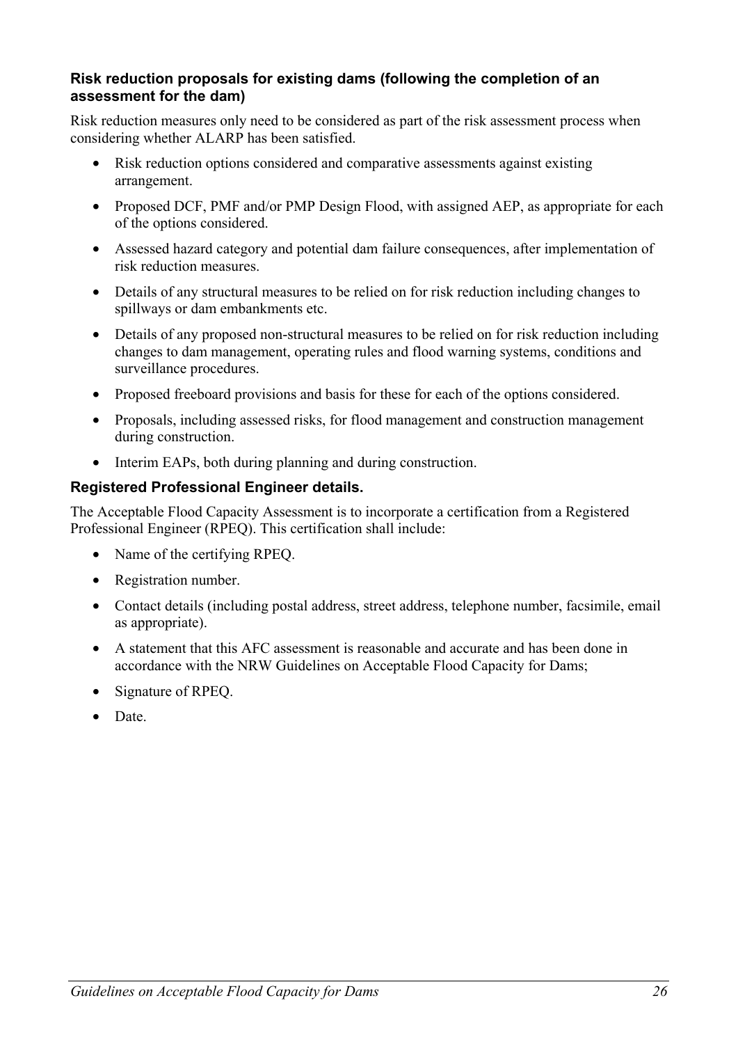### Risk reduction proposals for existing dams (following the completion of an assessment for the dam)

Risk reduction measures only need to be considered as part of the risk assessment process when considering whether ALARP has been satisfied.

- Risk reduction options considered and comparative assessments against existing arrangement.
- Proposed DCF, PMF and/or PMP Design Flood, with assigned AEP, as appropriate for each of the options considered.
- Assessed hazard category and potential dam failure consequences, after implementation of risk reduction measures.
- Details of any structural measures to be relied on for risk reduction including changes to spillways or dam embankments etc.
- Details of any proposed non-structural measures to be relied on for risk reduction including changes to dam management, operating rules and flood warning systems, conditions and surveillance procedures.
- Proposed freeboard provisions and basis for these for each of the options considered.
- Proposals, including assessed risks, for flood management and construction management during construction.
- Interim EAPs, both during planning and during construction.

### Registered Professional Engineer details.

The Acceptable Flood Capacity Assessment is to incorporate a certification from a Registered Professional Engineer (RPEQ). This certification shall include:

- Name of the certifying RPEQ.
- Registration number.
- Contact details (including postal address, street address, telephone number, facsimile, email as appropriate).
- A statement that this AFC assessment is reasonable and accurate and has been done in accordance with the NRW Guidelines on Acceptable Flood Capacity for Dams;
- Signature of RPEQ.
- Date.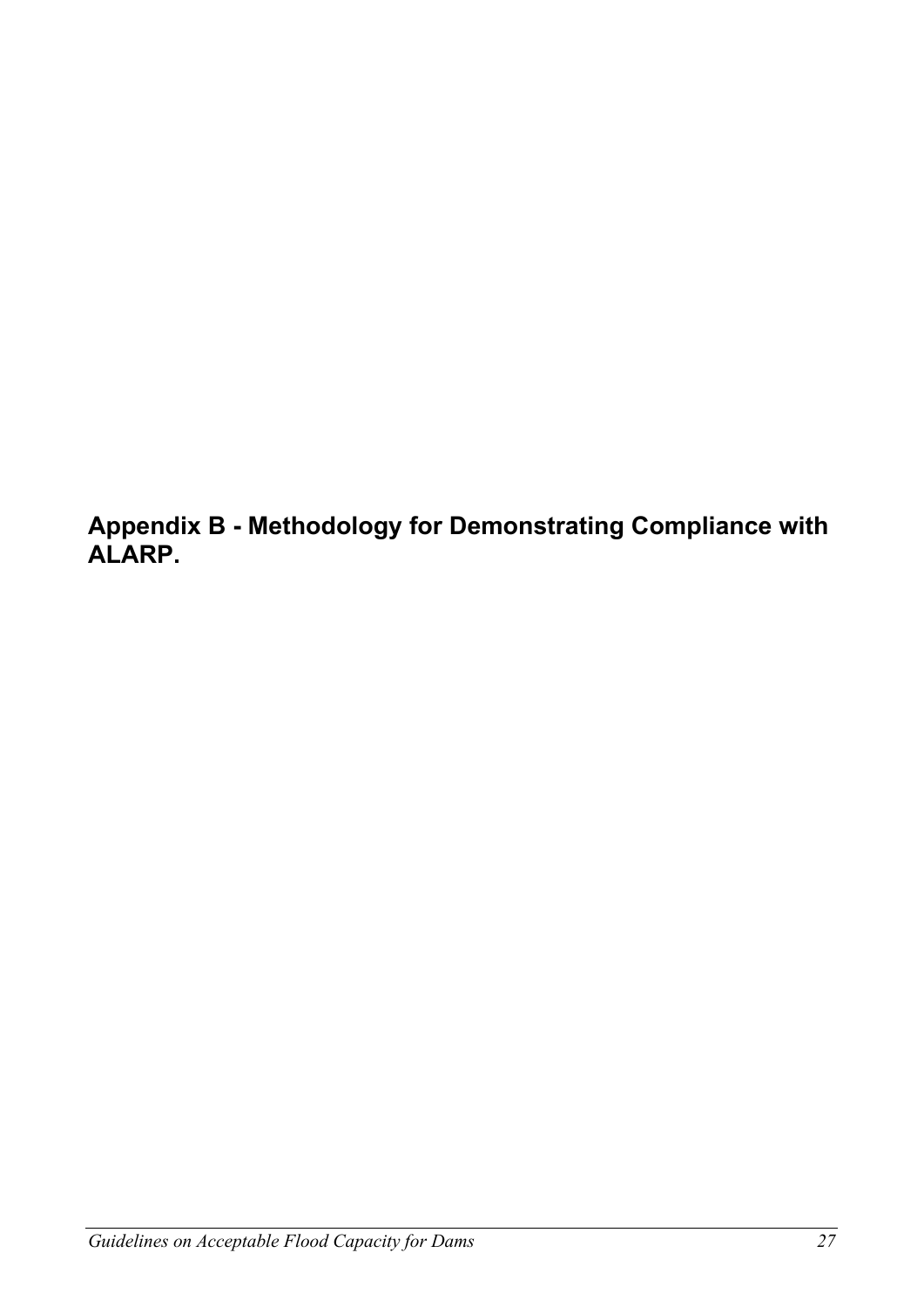# Appendix B - Methodology for Demonstrating Compliance with ALARP.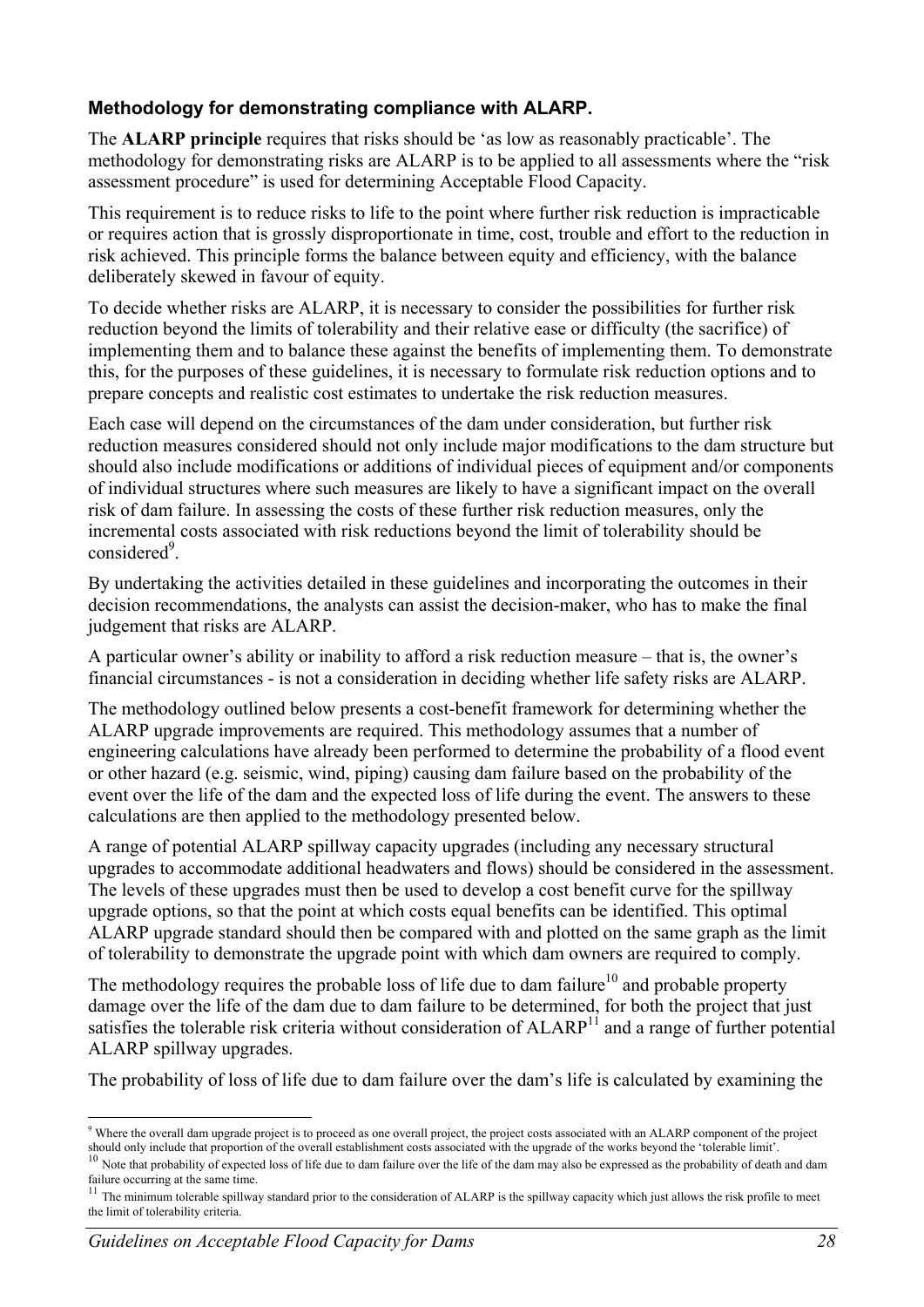### Methodology for demonstrating compliance with ALARP.

The **ALARP principle** requires that risks should be 'as low as reasonably practicable'. The methodology for demonstrating risks are ALARP is to be applied to all assessments where the "risk assessment procedure" is used for determining Acceptable Flood Capacity.

This requirement is to reduce risks to life to the point where further risk reduction is impracticable or requires action that is grossly disproportionate in time, cost, trouble and effort to the reduction in risk achieved. This principle forms the balance between equity and efficiency, with the balance deliberately skewed in favour of equity.

To decide whether risks are ALARP, it is necessary to consider the possibilities for further risk reduction beyond the limits of tolerability and their relative ease or difficulty (the sacrifice) of implementing them and to balance these against the benefits of implementing them. To demonstrate this, for the purposes of these guidelines, it is necessary to formulate risk reduction options and to prepare concepts and realistic cost estimates to undertake the risk reduction measures.

Each case will depend on the circumstances of the dam under consideration, but further risk reduction measures considered should not only include major modifications to the dam structure but should also include modifications or additions of individual pieces of equipment and/or components of individual structures where such measures are likely to have a significant impact on the overall risk of dam failure. In assessing the costs of these further risk reduction measures, only the incremental costs associated with risk reductions beyond the limit of tolerability should be considered[9].

By undertaking the activities detailed in these guidelines and incorporating the outcomes in their decision recommendations, the analysts can assist the decision-maker, who has to make the final judgement that risks are ALARP.

A particular owner's ability or inability to afford a risk reduction measure – that is, the owner's financial circumstances - is not a consideration in deciding whether life safety risks are ALARP.

The methodology outlined below presents a cost-benefit framework for determining whether the ALARP upgrade improvements are required. This methodology assumes that a number of engineering calculations have already been performed to determine the probability of a flood event or other hazard (e.g. seismic, wind, piping) causing dam failure based on the probability of the event over the life of the dam and the expected loss of life during the event. The answers to these calculations are then applied to the methodology presented below.

A range of potential ALARP spillway capacity upgrades (including any necessary structural upgrades to accommodate additional headwaters and flows) should be considered in the assessment. The levels of these upgrades must then be used to develop a cost benefit curve for the spillway upgrade options, so that the point at which costs equal benefits can be identified. This optimal ALARP upgrade standard should then be compared with and plotted on the same graph as the limit of tolerability to demonstrate the upgrade point with which dam owners are required to comply.

The methodology requires the probable loss of life due to dam failure[10] and probable property damage over the life of the dam due to dam failure to be determined, for both the project that just satisfies the tolerable risk criteria without consideration of ALARP[11] and a range of further potential ALARP spillway upgrades.

The probability of loss of life due to dam failure over the dam's life is calculated by examining the

---

[9] Where the overall dam upgrade project is to proceed as one overall project, the project costs associated with an ALARP component of the project should only include that proportion of the overall establishment costs associated with the upgrade of the works beyond the 'tolerable limit'.

[10] Note that probability of expected loss of life due to dam failure over the life of the dam may also be expressed as the probability of death and dam failure occurring at the same time.

[11] The minimum tolerable spillway standard prior to the consideration of ALARP is the spillway capacity which just allows the risk profile to meet the limit of tolerability criteria.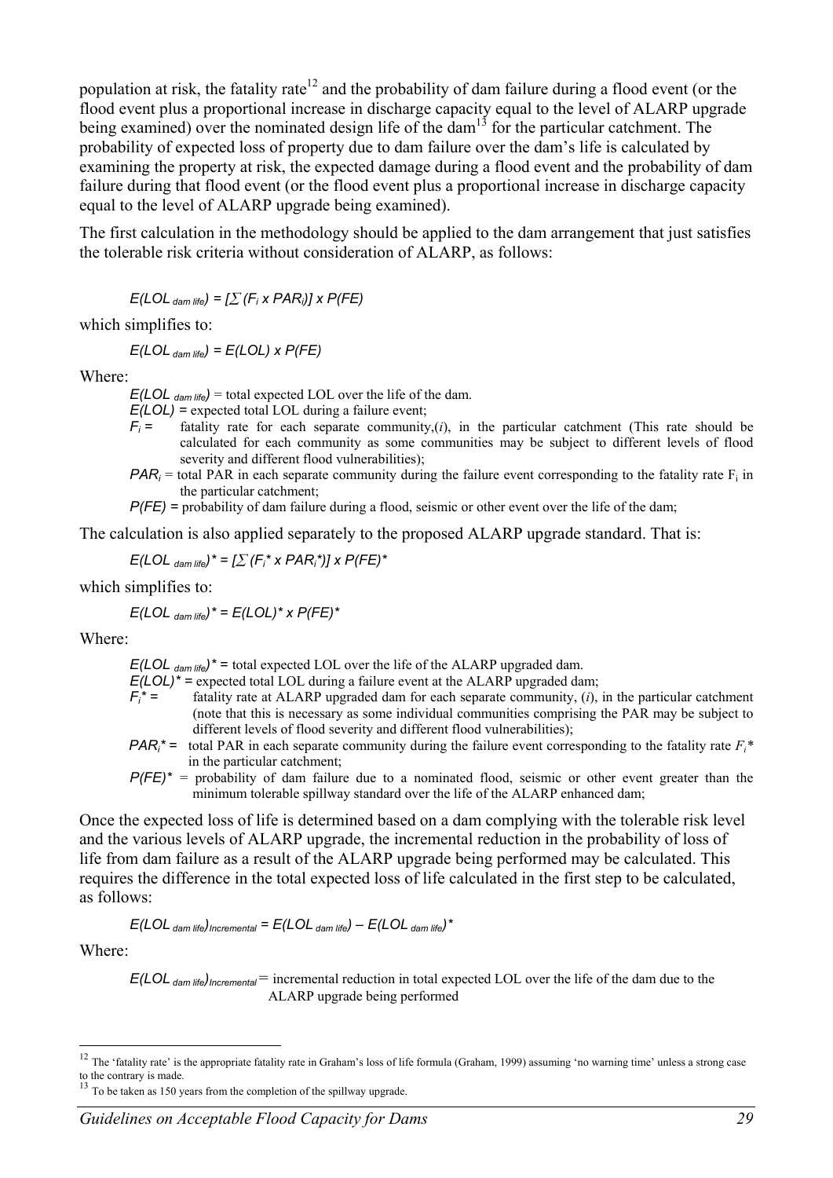population at risk, the fatality rate[12] and the probability of dam failure during a flood event (or the flood event plus a proportional increase in discharge capacity equal to the level of ALARP upgrade being examined) over the nominated design life of the dam[13] for the particular catchment. The probability of expected loss of property due to dam failure over the dam's life is calculated by examining the property at risk, the expected damage during a flood event and the probability of dam failure during that flood event (or the flood event plus a proportional increase in discharge capacity equal to the level of ALARP upgrade being examined).

The first calculation in the methodology should be applied to the dam arrangement that just satisfies the tolerable risk criteria without consideration of ALARP, as follows:

$$E(LOL_{dam\ life}) = [\sum (F_i \times PAR_i)] \times P(FE)$$

which simplifies to:

$$E(LOL_{dam\ life}) = E(LOL) \times P(FE)$$

Where:

- $E(LOL_{dam\ life})$ = total expected LOL over the life of the dam.
- $E(LOL)$ = expected total LOL during a failure event;
- $F_i$ = fatality rate for each separate community,($i$), in the particular catchment (This rate should be calculated for each community as some communities may be subject to different levels of flood severity and different flood vulnerabilities);
- $PAR_i$ = total PAR in each separate community during the failure event corresponding to the fatality rate $F_i$ in the particular catchment;
- $P(FE)$ = probability of dam failure during a flood, seismic or other event over the life of the dam;

The calculation is also applied separately to the proposed ALARP upgrade standard. That is:

$$E(LOL_{dam\ life})^* = [\sum (F_i^* \times PAR_i^*)] \times P(FE)^*$$

which simplifies to:

$$E(LOL_{dam\ life})^* = E(LOL)^* \times P(FE)^*$$

Where:

- $E(LOL_{dam\ life})^*$ = total expected LOL over the life of the ALARP upgraded dam.
- $E(LOL)^*$ = expected total LOL during a failure event at the ALARP upgraded dam;
- $F_i^*$ = fatality rate at ALARP upgraded dam for each separate community, ($i$), in the particular catchment (note that this is necessary as some individual communities comprising the PAR may be subject to different levels of flood severity and different flood vulnerabilities);
- $PAR_i^*$ = total PAR in each separate community during the failure event corresponding to the fatality rate $F_i^*$ in the particular catchment;
- $P(FE)^*$ = probability of dam failure due to a nominated flood, seismic or other event greater than the minimum tolerable spillway standard over the life of the ALARP enhanced dam;

Once the expected loss of life is determined based on a dam complying with the tolerable risk level and the various levels of ALARP upgrade, the incremental reduction in the probability of loss of life from dam failure as a result of the ALARP upgrade being performed may be calculated. This requires the difference in the total expected loss of life calculated in the first step to be calculated, as follows:

$$E(LOL_{dam\ life})_{Incremental} = E(LOL_{dam\ life}) - E(LOL_{dam\ life})^*$$

Where:

- $E(LOL_{dam\ life})_{Incremental}$ = incremental reduction in total expected LOL over the life of the dam due to the ALARP upgrade being performed

---

[12] The 'fatality rate' is the appropriate fatality rate in Graham's loss of life formula (Graham, 1999) assuming 'no warning time' unless a strong case to the contrary is made.

[13] To be taken as 150 years from the completion of the spillway upgrade.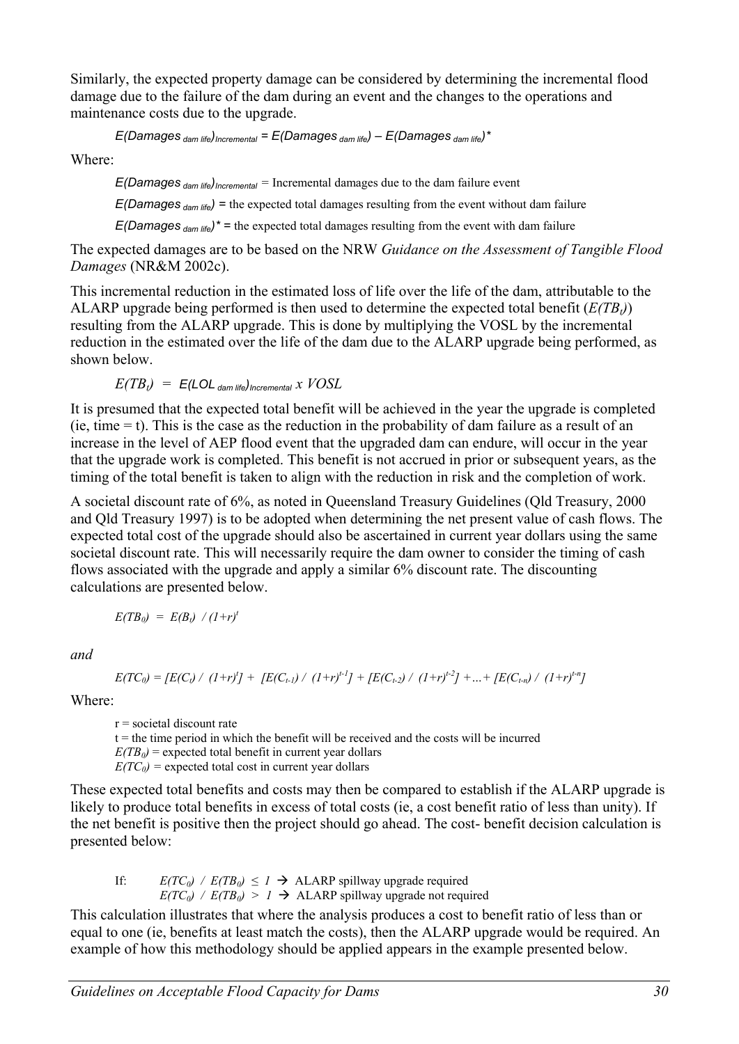Similarly, the expected property damage can be considered by determining the incremental flood damage due to the failure of the dam during an event and the changes to the operations and maintenance costs due to the upgrade.

$$E(Damages_{\,dam\ life})_{Incremental} = E(Damages_{\,dam\ life}) - E(Damages_{\,dam\ life})^{*}$$

Where:

$E(Damages_{\,dam\ life})_{Incremental}$ = Incremental damages due to the dam failure event

$E(Damages_{\,dam\ life})$ = the expected total damages resulting from the event without dam failure

$E(Damages_{\,dam\ life})^{*}$ = the expected total damages resulting from the event with dam failure

The expected damages are to be based on the NRW *Guidance on the Assessment of Tangible Flood Damages* (NR&M 2002c).

This incremental reduction in the estimated loss of life over the life of the dam, attributable to the ALARP upgrade being performed is then used to determine the expected total benefit ($E(TB_t)$) resulting from the ALARP upgrade. This is done by multiplying the VOSL by the incremental reduction in the estimated over the life of the dam due to the ALARP upgrade being performed, as shown below.

$$E(TB_t) = E(LOL_{\,dam\ life})_{Incremental} \times VOSL$$

It is presumed that the expected total benefit will be achieved in the year the upgrade is completed (ie, time = t). This is the case as the reduction in the probability of dam failure as a result of an increase in the level of AEP flood event that the upgraded dam can endure, will occur in the year that the upgrade work is completed. This benefit is not accrued in prior or subsequent years, as the timing of the total benefit is taken to align with the reduction in risk and the completion of work.

A societal discount rate of 6%, as noted in Queensland Treasury Guidelines (Qld Treasury, 2000 and Qld Treasury 1997) is to be adopted when determining the net present value of cash flows. The expected total cost of the upgrade should also be ascertained in current year dollars using the same societal discount rate. This will necessarily require the dam owner to consider the timing of cash flows associated with the upgrade and apply a similar 6% discount rate. The discounting calculations are presented below.

$$E(TB_0) = E(B_t) \,/\, (1+r)^t$$

*and*

$$E(TC_0) = [E(C_t) \,/\, (1+r)^t] + [E(C_{t-1}) \,/\, (1+r)^{t-1}] + [E(C_{t-2}) \,/\, (1+r)^{t-2}] + \ldots + [E(C_{t-n}) \,/\, (1+r)^{t-n}]$$

Where:

r = societal discount rate
t = the time period in which the benefit will be received and the costs will be incurred
$E(TB_0)$ = expected total benefit in current year dollars
$E(TC_0)$ = expected total cost in current year dollars

These expected total benefits and costs may then be compared to establish if the ALARP upgrade is likely to produce total benefits in excess of total costs (ie, a cost benefit ratio of less than unity). If the net benefit is positive then the project should go ahead. The cost- benefit decision calculation is presented below:

If: $E(TC_0) \,/\, E(TB_0) \leq 1 \rightarrow$ ALARP spillway upgrade required
$E(TC_0) \,/\, E(TB_0) > 1 \rightarrow$ ALARP spillway upgrade not required

This calculation illustrates that where the analysis produces a cost to benefit ratio of less than or equal to one (ie, benefits at least match the costs), then the ALARP upgrade would be required. An example of how this methodology should be applied appears in the example presented below.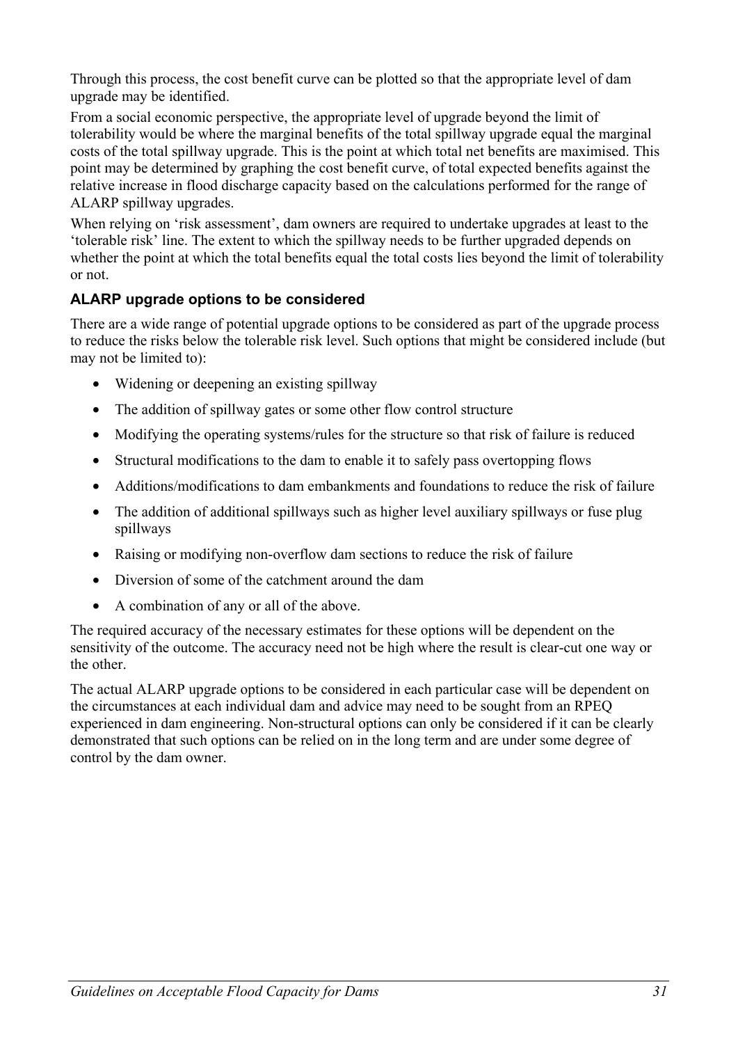Through this process, the cost benefit curve can be plotted so that the appropriate level of dam upgrade may be identified.

From a social economic perspective, the appropriate level of upgrade beyond the limit of tolerability would be where the marginal benefits of the total spillway upgrade equal the marginal costs of the total spillway upgrade. This is the point at which total net benefits are maximised. This point may be determined by graphing the cost benefit curve, of total expected benefits against the relative increase in flood discharge capacity based on the calculations performed for the range of ALARP spillway upgrades.

When relying on 'risk assessment', dam owners are required to undertake upgrades at least to the 'tolerable risk' line. The extent to which the spillway needs to be further upgraded depends on whether the point at which the total benefits equal the total costs lies beyond the limit of tolerability or not.

### ALARP upgrade options to be considered

There are a wide range of potential upgrade options to be considered as part of the upgrade process to reduce the risks below the tolerable risk level. Such options that might be considered include (but may not be limited to):

- Widening or deepening an existing spillway
- The addition of spillway gates or some other flow control structure
- Modifying the operating systems/rules for the structure so that risk of failure is reduced
- Structural modifications to the dam to enable it to safely pass overtopping flows
- Additions/modifications to dam embankments and foundations to reduce the risk of failure
- The addition of additional spillways such as higher level auxiliary spillways or fuse plug spillways
- Raising or modifying non-overflow dam sections to reduce the risk of failure
- Diversion of some of the catchment around the dam
- A combination of any or all of the above.

The required accuracy of the necessary estimates for these options will be dependent on the sensitivity of the outcome. The accuracy need not be high where the result is clear-cut one way or the other.

The actual ALARP upgrade options to be considered in each particular case will be dependent on the circumstances at each individual dam and advice may need to be sought from an RPEQ experienced in dam engineering. Non-structural options can only be considered if it can be clearly demonstrated that such options can be relied on in the long term and are under some degree of control by the dam owner.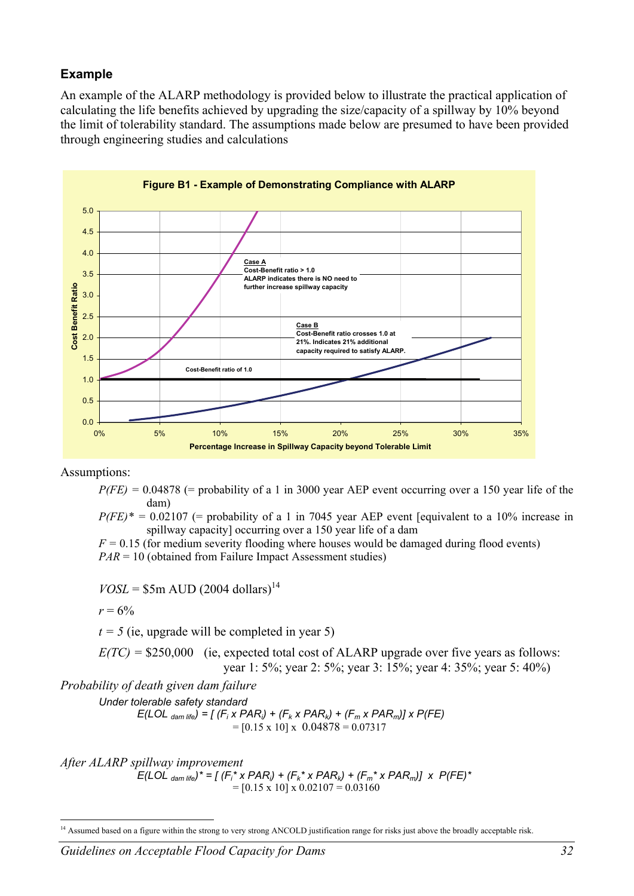### Example

An example of the ALARP methodology is provided below to illustrate the practical application of calculating the life benefits achieved by upgrading the size/capacity of a spillway by 10% beyond the limit of tolerability standard. The assumptions made below are presumed to have been provided through engineering studies and calculations

**Figure B1 - Example of Demonstrating Compliance with ALARP**

Assumptions:

- *P(FE)* = 0.04878 (= probability of a 1 in 3000 year AEP event occurring over a 150 year life of the dam)
- *P(FE)** = 0.02107 (= probability of a 1 in 7045 year AEP event [equivalent to a 10% increase in spillway capacity] occurring over a 150 year life of a dam
- *F* = 0.15 (for medium severity flooding where houses would be damaged during flood events)
- *PAR* = 10 (obtained from Failure Impact Assessment studies)

*VOSL* = \$5m AUD (2004 dollars)[14]

*r* = 6%

*t = 5* (ie, upgrade will be completed in year 5)

*E(TC)* = \$250,000 (ie, expected total cost of ALARP upgrade over five years as follows: year 1: 5%; year 2: 5%; year 3: 15%; year 4: 35%; year 5: 40%)

*Probability of death given dam failure*

*Under tolerable safety standard*

$$E(LOL_{dam\ life}) = [(F_i \times PAR_i) + (F_k \times PAR_k) + (F_m \times PAR_m)] \times P(FE)$$
$$= [0.15 \times 10] \times 0.04878 = 0.07317$$

*After ALARP spillway improvement*

$$E(LOL_{dam\ life})^* = [(F_i^* \times PAR_i) + (F_k^* \times PAR_k) + (F_m^* \times PAR_m)] \times P(FE)^*$$
$$= [0.15 \times 10] \times 0.02107 = 0.03160$$

[14] Assumed based on a figure within the strong to very strong ANCOLD justification range for risks just above the broadly acceptable risk.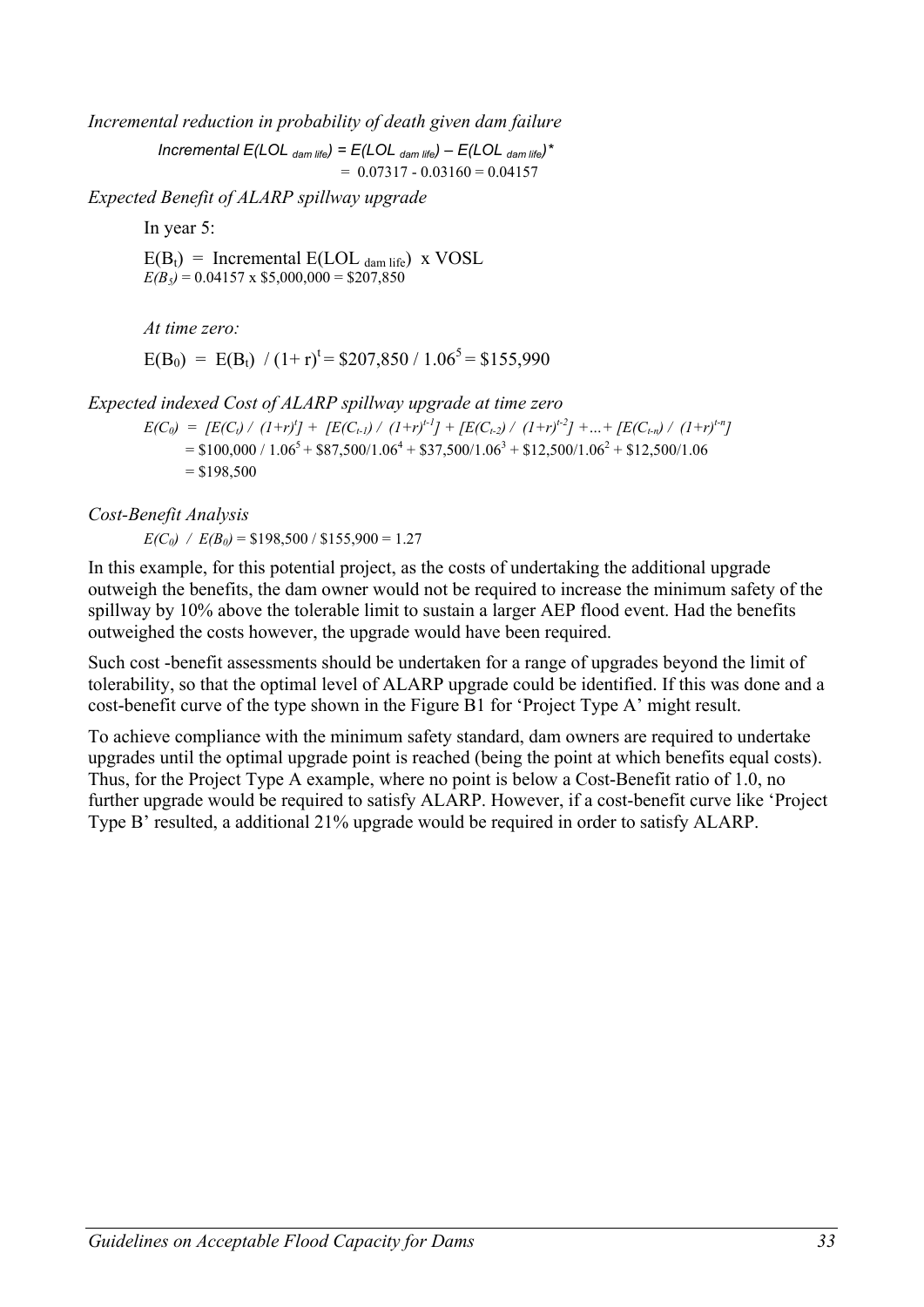*Incremental reduction in probability of death given dam failure*

$$\text{Incremental } E(LOL_{\text{dam life}}) = E(LOL_{\text{dam life}}) - E(LOL_{\text{dam life}})^{*}$$
$$= 0.07317 - 0.03160 = 0.04157$$

*Expected Benefit of ALARP spillway upgrade*

In year 5:

$$E(B_t) = \text{Incremental } E(LOL_{\text{dam life}}) \times VOSL$$
$$E(B_5) = 0.04157 \times \$5{,}000{,}000 = \$207{,}850$$

*At time zero:*

$$E(B_0) = E(B_t) / (1+r)^t = \$207{,}850 / 1.06^5 = \$155{,}990$$

*Expected indexed Cost of ALARP spillway upgrade at time zero*

$$E(C_0) = [E(C_t) / (1+r)^t] + [E(C_{t-1}) / (1+r)^{t-1}] + [E(C_{t-2}) / (1+r)^{t-2}] + \ldots + [E(C_{t-n}) / (1+r)^{t-n}]$$
$$= \$100{,}000 / 1.06^5 + \$87{,}500/1.06^4 + \$37{,}500/1.06^3 + \$12{,}500/1.06^2 + \$12{,}500/1.06$$
$$= \$198{,}500$$

*Cost-Benefit Analysis*

$$E(C_0) / E(B_0) = \$198{,}500 / \$155{,}900 = 1.27$$

In this example, for this potential project, as the costs of undertaking the additional upgrade outweigh the benefits, the dam owner would not be required to increase the minimum safety of the spillway by 10% above the tolerable limit to sustain a larger AEP flood event. Had the benefits outweighed the costs however, the upgrade would have been required.

Such cost -benefit assessments should be undertaken for a range of upgrades beyond the limit of tolerability, so that the optimal level of ALARP upgrade could be identified. If this was done and a cost-benefit curve of the type shown in the Figure B1 for 'Project Type A' might result.

To achieve compliance with the minimum safety standard, dam owners are required to undertake upgrades until the optimal upgrade point is reached (being the point at which benefits equal costs). Thus, for the Project Type A example, where no point is below a Cost-Benefit ratio of 1.0, no further upgrade would be required to satisfy ALARP. However, if a cost-benefit curve like 'Project Type B' resulted, a additional 21% upgrade would be required in order to satisfy ALARP.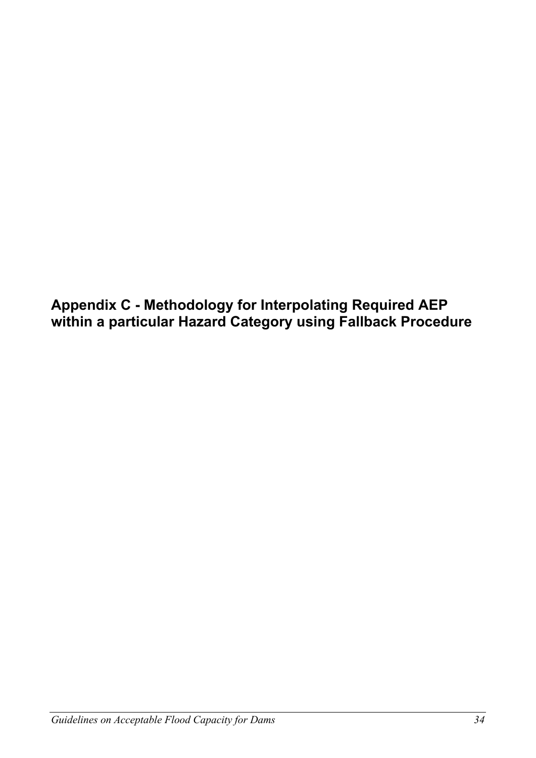# Appendix C - Methodology for Interpolating Required AEP within a particular Hazard Category using Fallback Procedure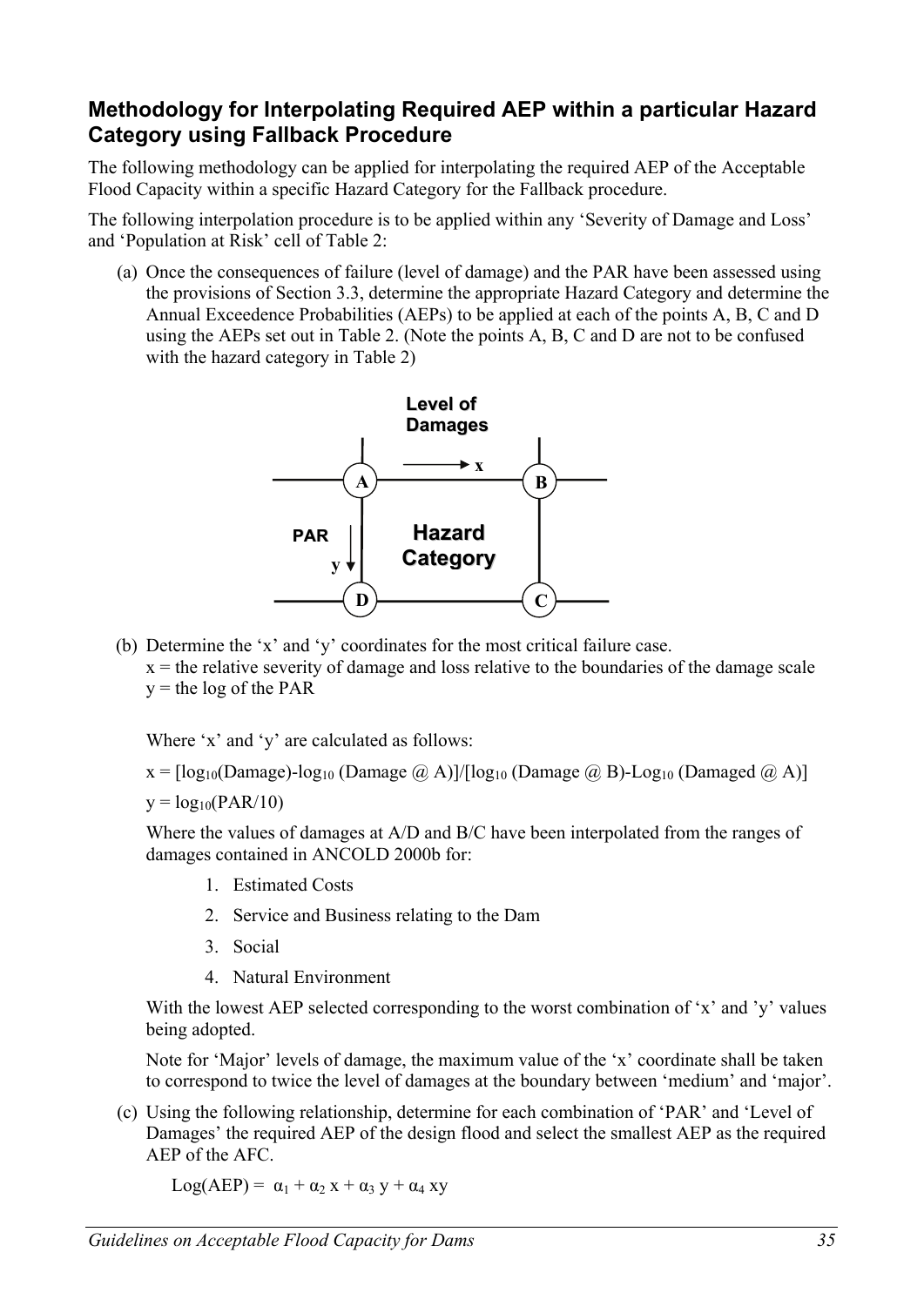## Methodology for Interpolating Required AEP within a particular Hazard Category using Fallback Procedure

The following methodology can be applied for interpolating the required AEP of the Acceptable Flood Capacity within a specific Hazard Category for the Fallback procedure.

The following interpolation procedure is to be applied within any 'Severity of Damage and Loss' and 'Population at Risk' cell of Table 2:

(a) Once the consequences of failure (level of damage) and the PAR have been assessed using the provisions of Section 3.3, determine the appropriate Hazard Category and determine the Annual Exceedence Probabilities (AEPs) to be applied at each of the points A, B, C and D using the AEPs set out in Table 2. (Note the points A, B, C and D are not to be confused with the hazard category in Table 2)

Level of Damages

x

A B

PAR

y

Hazard Category

D C

(b) Determine the 'x' and 'y' coordinates for the most critical failure case.
x = the relative severity of damage and loss relative to the boundaries of the damage scale
y = the log of the PAR

Where 'x' and 'y' are calculated as follows:

$x = [\log_{10}(\text{Damage}) - \log_{10}(\text{Damage @ A})]/[\log_{10}(\text{Damage @ B}) - \text{Log}_{10}(\text{Damaged @ A})]$

$y = \log_{10}(\text{PAR}/10)$

Where the values of damages at A/D and B/C have been interpolated from the ranges of damages contained in ANCOLD 2000b for:

1. Estimated Costs
2. Service and Business relating to the Dam
3. Social
4. Natural Environment

With the lowest AEP selected corresponding to the worst combination of 'x' and 'y' values being adopted.

Note for 'Major' levels of damage, the maximum value of the 'x' coordinate shall be taken to correspond to twice the level of damages at the boundary between 'medium' and 'major'.

(c) Using the following relationship, determine for each combination of 'PAR' and 'Level of Damages' the required AEP of the design flood and select the smallest AEP as the required AEP of the AFC.

$\text{Log(AEP)} = \alpha_1 + \alpha_2 x + \alpha_3 y + \alpha_4 xy$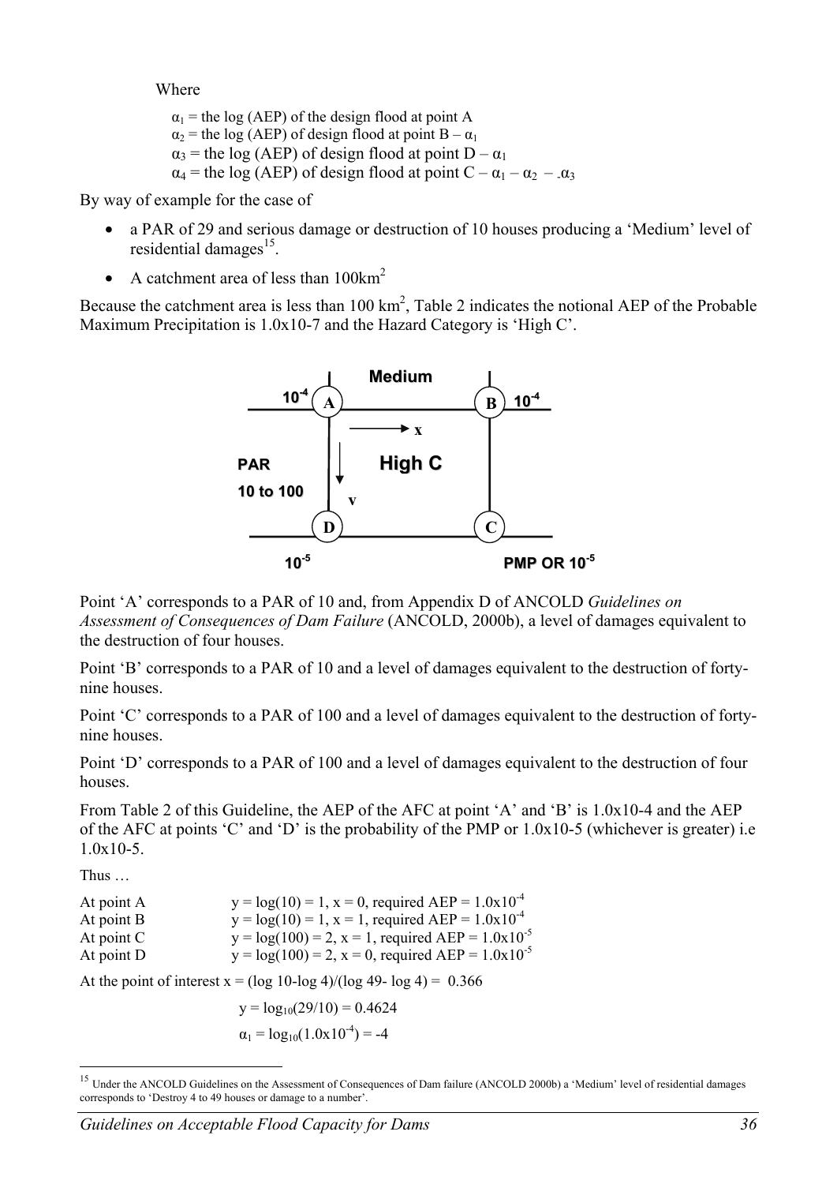Where

$\alpha_1$ = the log (AEP) of the design flood at point A
$\alpha_2$ = the log (AEP) of design flood at point B – $\alpha_1$
$\alpha_3$ = the log (AEP) of design flood at point D – $\alpha_1$
$\alpha_4$ = the log (AEP) of design flood at point C – $\alpha_1$ – $\alpha_2$ – $\alpha_3$

By way of example for the case of

- a PAR of 29 and serious damage or destruction of 10 houses producing a 'Medium' level of residential damages[15].
- A catchment area of less than $100km^2$

Because the catchment area is less than 100 $km^2$, Table 2 indicates the notional AEP of the Probable Maximum Precipitation is 1.0x10-7 and the Hazard Category is 'High C'.

Point 'A' corresponds to a PAR of 10 and, from Appendix D of ANCOLD *Guidelines on Assessment of Consequences of Dam Failure* (ANCOLD, 2000b), a level of damages equivalent to the destruction of four houses.

Point 'B' corresponds to a PAR of 10 and a level of damages equivalent to the destruction of forty-nine houses.

Point 'C' corresponds to a PAR of 100 and a level of damages equivalent to the destruction of forty-nine houses.

Point 'D' corresponds to a PAR of 100 and a level of damages equivalent to the destruction of four houses.

From Table 2 of this Guideline, the AEP of the AFC at point 'A' and 'B' is 1.0x10-4 and the AEP of the AFC at points 'C' and 'D' is the probability of the PMP or 1.0x10-5 (whichever is greater) i.e 1.0x10-5.

Thus …

At point A $y = \log(10) = 1$, $x = 0$, required AEP = $1.0\text{x}10^{-4}$
At point B $y = \log(10) = 1$, $x = 1$, required AEP = $1.0\text{x}10^{-4}$
At point C $y = \log(100) = 2$, $x = 1$, required AEP = $1.0\text{x}10^{-5}$
At point D $y = \log(100) = 2$, $x = 0$, required AEP = $1.0\text{x}10^{-5}$

At the point of interest $x = (\log 10 - \log 4)/(\log 49 - \log 4) = 0.366$

$$y = \log_{10}(29/10) = 0.4624$$

$$\alpha_1 = \log_{10}(1.0\text{x}10^{-4}) = -4$$

[15] Under the ANCOLD Guidelines on the Assessment of Consequences of Dam failure (ANCOLD 2000b) a 'Medium' level of residential damages corresponds to 'Destroy 4 to 49 houses or damage to a number'.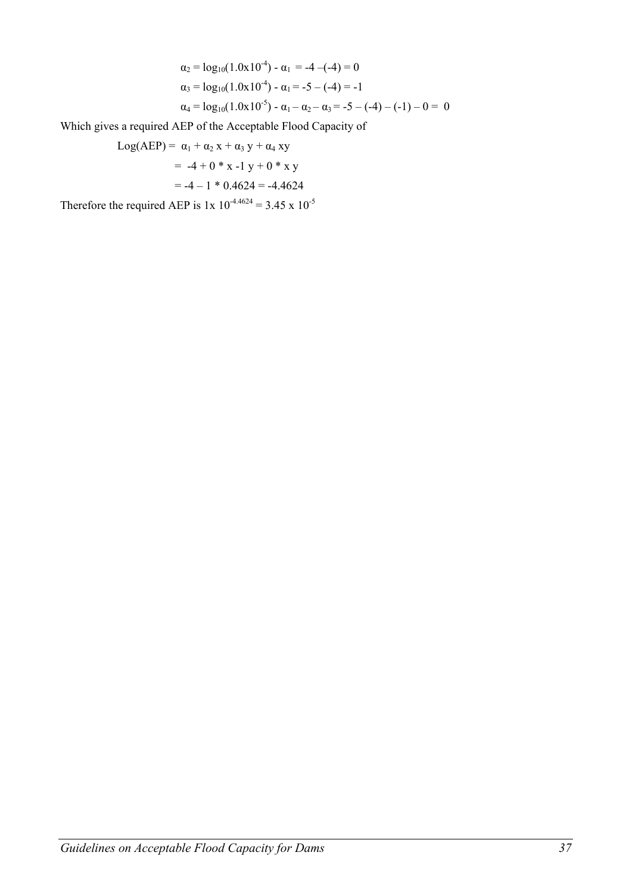$$\alpha_2 = \log_{10}(1.0\text{x}10^{-4}) - \alpha_1 = -4 - (-4) = 0$$

$$\alpha_3 = \log_{10}(1.0\text{x}10^{-4}) - \alpha_1 = -5 - (-4) = -1$$

$$\alpha_4 = \log_{10}(1.0\text{x}10^{-5}) - \alpha_1 - \alpha_2 - \alpha_3 = -5 - (-4) - (-1) - 0 = 0$$

Which gives a required AEP of the Acceptable Flood Capacity of

$$\text{Log(AEP)} = \alpha_1 + \alpha_2\, x + \alpha_3\, y + \alpha_4\, xy$$

$$= -4 + 0 * x - 1\, y + 0 * x\, y$$

$$= -4 - 1 * 0.4624 = -4.4624$$

Therefore the required AEP is $1\text{x } 10^{-4.4624} = 3.45 \text{ x } 10^{-5}$